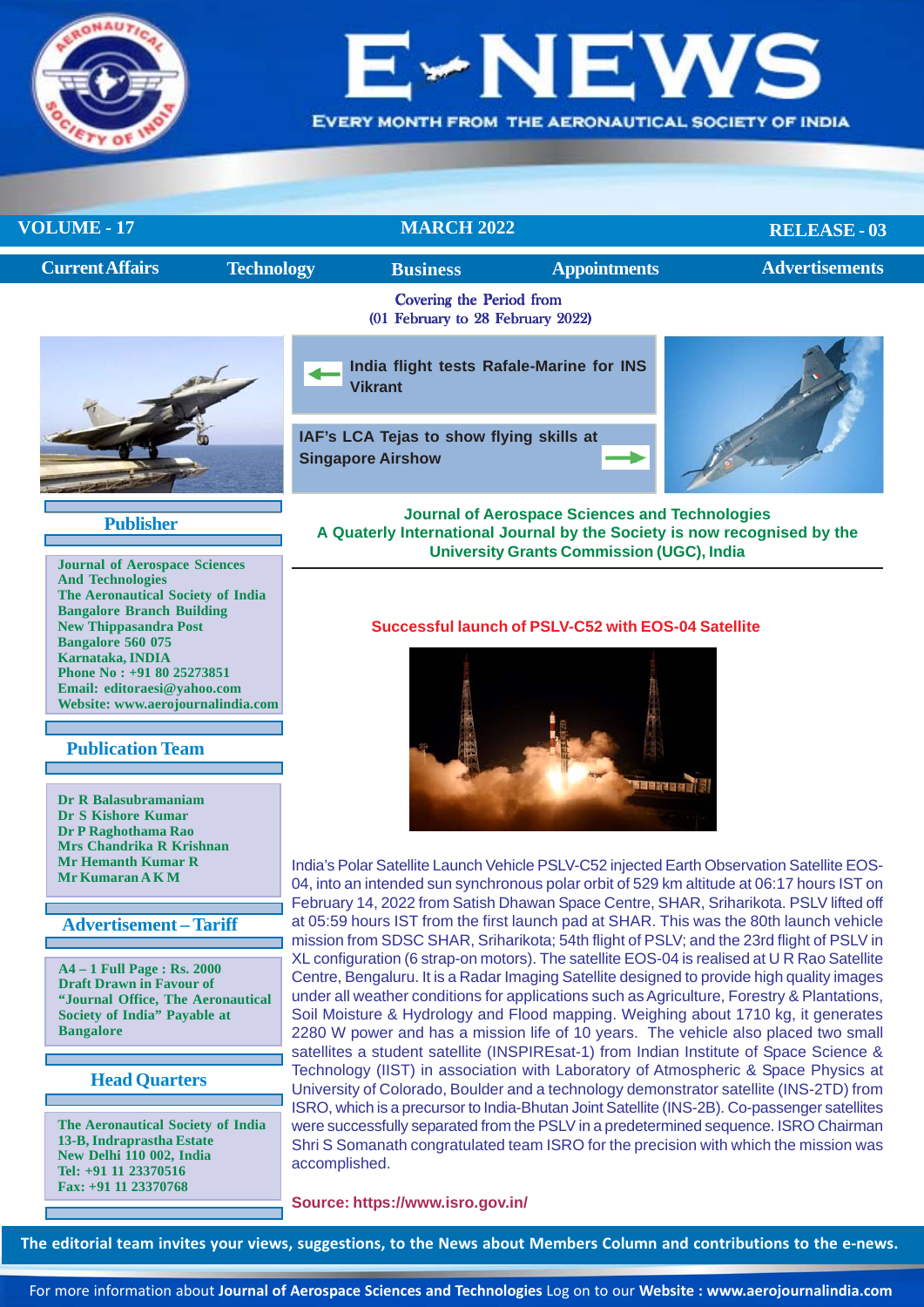# E-NEWS

EVERY MONTH FROM THE AERONAUTICAL SOCIETY OF INDIA

**VOLUME - 17** | **MARCH 2022** | **RELEASE - 03**

**Current Affairs** | **Technology** | **Business** | **Appointments** | **Advertisements**

Covering the Period from
(01 February to 28 February 2022)

**India flight tests Rafale-Marine for INS Vikrant**

**IAF's LCA Tejas to show flying skills at Singapore Airshow**

### Publisher

**Journal of Aerospace Sciences And Technologies**
**The Aeronautical Society of India**
**Bangalore Branch Building**
**New Thippasandra Post**
**Bangalore 560 075**
**Karnataka, INDIA**
**Phone No : +91 80 25273851**
**Email: editoraesi@yahoo.com**
**Website: www.aerojournalindia.com**

### Publication Team

**Dr R Balasubramaniam**
**Dr S Kishore Kumar**
**Dr P Raghothama Rao**
**Mrs Chandrika R Krishnan**
**Mr Hemanth Kumar R**
**Mr Kumaran A K M**

### Advertisement – Tariff

**A4 – 1 Full Page : Rs. 2000**
**Draft Drawn in Favour of "Journal Office, The Aeronautical Society of India" Payable at Bangalore**

### Head Quarters

**The Aeronautical Society of India**
**13-B, Indraprastha Estate**
**New Delhi 110 002, India**
**Tel: +91 11 23370516**
**Fax: +91 11 23370768**

**Journal of Aerospace Sciences and Technologies**
**A Quaterly International Journal by the Society is now recognised by the University Grants Commission (UGC), India**

## Successful launch of PSLV-C52 with EOS-04 Satellite

India's Polar Satellite Launch Vehicle PSLV-C52 injected Earth Observation Satellite EOS-04, into an intended sun synchronous polar orbit of 529 km altitude at 06:17 hours IST on February 14, 2022 from Satish Dhawan Space Centre, SHAR, Sriharikota. PSLV lifted off at 05:59 hours IST from the first launch pad at SHAR. This was the 80th launch vehicle mission from SDSC SHAR, Sriharikota; 54th flight of PSLV; and the 23rd flight of PSLV in XL configuration (6 strap-on motors). The satellite EOS-04 is realised at U R Rao Satellite Centre, Bengaluru. It is a Radar Imaging Satellite designed to provide high quality images under all weather conditions for applications such as Agriculture, Forestry & Plantations, Soil Moisture & Hydrology and Flood mapping. Weighing about 1710 kg, it generates 2280 W power and has a mission life of 10 years. The vehicle also placed two small satellites a student satellite (INSPIREsat-1) from Indian Institute of Space Science & Technology (IIST) in association with Laboratory of Atmospheric & Space Physics at University of Colorado, Boulder and a technology demonstrator satellite (INS-2TD) from ISRO, which is a precursor to India-Bhutan Joint Satellite (INS-2B). Co-passenger satellites were successfully separated from the PSLV in a predetermined sequence. ISRO Chairman Shri S Somanath congratulated team ISRO for the precision with which the mission was accomplished.

**Source: https://www.isro.gov.in/**

**The editorial team invites your views, suggestions, to the News about Members Column and contributions to the e-news.**

For more information about **Journal of Aerospace Sciences and Technologies** Log on to our **Website : www.aerojournalindia.com**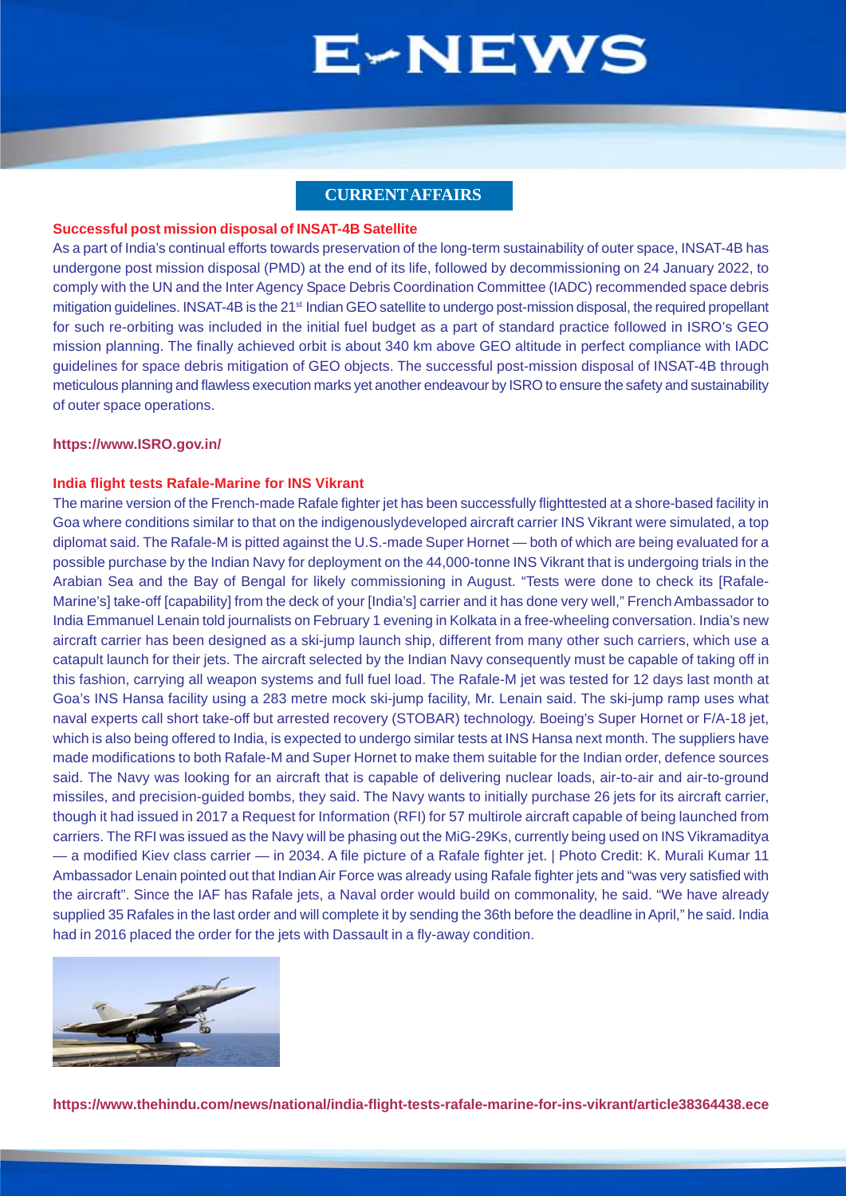# E-NEWS

## CURRENT AFFAIRS

**Successful post mission disposal of INSAT-4B Satellite**

As a part of India's continual efforts towards preservation of the long-term sustainability of outer space, INSAT-4B has undergone post mission disposal (PMD) at the end of its life, followed by decommissioning on 24 January 2022, to comply with the UN and the Inter Agency Space Debris Coordination Committee (IADC) recommended space debris mitigation guidelines. INSAT-4B is the 21st Indian GEO satellite to undergo post-mission disposal, the required propellant for such re-orbiting was included in the initial fuel budget as a part of standard practice followed in ISRO's GEO mission planning. The finally achieved orbit is about 340 km above GEO altitude in perfect compliance with IADC guidelines for space debris mitigation of GEO objects. The successful post-mission disposal of INSAT-4B through meticulous planning and flawless execution marks yet another endeavour by ISRO to ensure the safety and sustainability of outer space operations.

**https://www.ISRO.gov.in/**

**India flight tests Rafale-Marine for INS Vikrant**

The marine version of the French-made Rafale fighter jet has been successfully flighttested at a shore-based facility in Goa where conditions similar to that on the indigenouslydeveloped aircraft carrier INS Vikrant were simulated, a top diplomat said. The Rafale-M is pitted against the U.S.-made Super Hornet — both of which are being evaluated for a possible purchase by the Indian Navy for deployment on the 44,000-tonne INS Vikrant that is undergoing trials in the Arabian Sea and the Bay of Bengal for likely commissioning in August. "Tests were done to check its [Rafale-Marine's] take-off [capability] from the deck of your [India's] carrier and it has done very well," French Ambassador to India Emmanuel Lenain told journalists on February 1 evening in Kolkata in a free-wheeling conversation. India's new aircraft carrier has been designed as a ski-jump launch ship, different from many other such carriers, which use a catapult launch for their jets. The aircraft selected by the Indian Navy consequently must be capable of taking off in this fashion, carrying all weapon systems and full fuel load. The Rafale-M jet was tested for 12 days last month at Goa's INS Hansa facility using a 283 metre mock ski-jump facility, Mr. Lenain said. The ski-jump ramp uses what naval experts call short take-off but arrested recovery (STOBAR) technology. Boeing's Super Hornet or F/A-18 jet, which is also being offered to India, is expected to undergo similar tests at INS Hansa next month. The suppliers have made modifications to both Rafale-M and Super Hornet to make them suitable for the Indian order, defence sources said. The Navy was looking for an aircraft that is capable of delivering nuclear loads, air-to-air and air-to-ground missiles, and precision-guided bombs, they said. The Navy wants to initially purchase 26 jets for its aircraft carrier, though it had issued in 2017 a Request for Information (RFI) for 57 multirole aircraft capable of being launched from carriers. The RFI was issued as the Navy will be phasing out the MiG-29Ks, currently being used on INS Vikramaditya — a modified Kiev class carrier — in 2034. A file picture of a Rafale fighter jet. | Photo Credit: K. Murali Kumar 11 Ambassador Lenain pointed out that Indian Air Force was already using Rafale fighter jets and "was very satisfied with the aircraft". Since the IAF has Rafale jets, a Naval order would build on commonality, he said. "We have already supplied 35 Rafales in the last order and will complete it by sending the 36th before the deadline in April," he said. India had in 2016 placed the order for the jets with Dassault in a fly-away condition.

**https://www.thehindu.com/news/national/india-flight-tests-rafale-marine-for-ins-vikrant/article38364438.ece**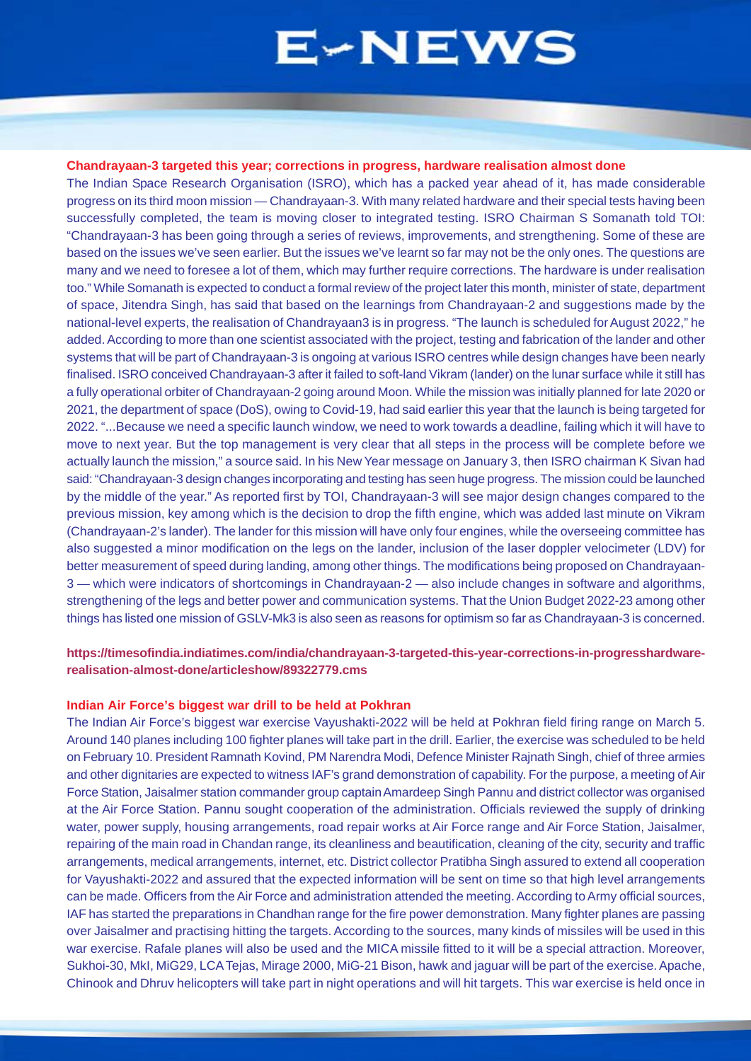**Chandrayaan-3 targeted this year; corrections in progress, hardware realisation almost done**

The Indian Space Research Organisation (ISRO), which has a packed year ahead of it, has made considerable progress on its third moon mission — Chandrayaan-3. With many related hardware and their special tests having been successfully completed, the team is moving closer to integrated testing. ISRO Chairman S Somanath told TOI: "Chandrayaan-3 has been going through a series of reviews, improvements, and strengthening. Some of these are based on the issues we've seen earlier. But the issues we've learnt so far may not be the only ones. The questions are many and we need to foresee a lot of them, which may further require corrections. The hardware is under realisation too." While Somanath is expected to conduct a formal review of the project later this month, minister of state, department of space, Jitendra Singh, has said that based on the learnings from Chandrayaan-2 and suggestions made by the national-level experts, the realisation of Chandrayaan3 is in progress. "The launch is scheduled for August 2022," he added. According to more than one scientist associated with the project, testing and fabrication of the lander and other systems that will be part of Chandrayaan-3 is ongoing at various ISRO centres while design changes have been nearly finalised. ISRO conceived Chandrayaan-3 after it failed to soft-land Vikram (lander) on the lunar surface while it still has a fully operational orbiter of Chandrayaan-2 going around Moon. While the mission was initially planned for late 2020 or 2021, the department of space (DoS), owing to Covid-19, had said earlier this year that the launch is being targeted for 2022. "...Because we need a specific launch window, we need to work towards a deadline, failing which it will have to move to next year. But the top management is very clear that all steps in the process will be complete before we actually launch the mission," a source said. In his New Year message on January 3, then ISRO chairman K Sivan had said: "Chandrayaan-3 design changes incorporating and testing has seen huge progress. The mission could be launched by the middle of the year." As reported first by TOI, Chandrayaan-3 will see major design changes compared to the previous mission, key among which is the decision to drop the fifth engine, which was added last minute on Vikram (Chandrayaan-2's lander). The lander for this mission will have only four engines, while the overseeing committee has also suggested a minor modification on the legs on the lander, inclusion of the laser doppler velocimeter (LDV) for better measurement of speed during landing, among other things. The modifications being proposed on Chandrayaan-3 — which were indicators of shortcomings in Chandrayaan-2 — also include changes in software and algorithms, strengthening of the legs and better power and communication systems. That the Union Budget 2022-23 among other things has listed one mission of GSLV-Mk3 is also seen as reasons for optimism so far as Chandrayaan-3 is concerned.

**https://timesofindia.indiatimes.com/india/chandrayaan-3-targeted-this-year-corrections-in-progresshardware-realisation-almost-done/articleshow/89322779.cms**

**Indian Air Force's biggest war drill to be held at Pokhran**

The Indian Air Force's biggest war exercise Vayushakti-2022 will be held at Pokhran field firing range on March 5. Around 140 planes including 100 fighter planes will take part in the drill. Earlier, the exercise was scheduled to be held on February 10. President Ramnath Kovind, PM Narendra Modi, Defence Minister Rajnath Singh, chief of three armies and other dignitaries are expected to witness IAF's grand demonstration of capability. For the purpose, a meeting of Air Force Station, Jaisalmer station commander group captain Amardeep Singh Pannu and district collector was organised at the Air Force Station. Pannu sought cooperation of the administration. Officials reviewed the supply of drinking water, power supply, housing arrangements, road repair works at Air Force range and Air Force Station, Jaisalmer, repairing of the main road in Chandan range, its cleanliness and beautification, cleaning of the city, security and traffic arrangements, medical arrangements, internet, etc. District collector Pratibha Singh assured to extend all cooperation for Vayushakti-2022 and assured that the expected information will be sent on time so that high level arrangements can be made. Officers from the Air Force and administration attended the meeting. According to Army official sources, IAF has started the preparations in Chandhan range for the fire power demonstration. Many fighter planes are passing over Jaisalmer and practising hitting the targets. According to the sources, many kinds of missiles will be used in this war exercise. Rafale planes will also be used and the MICA missile fitted to it will be a special attraction. Moreover, Sukhoi-30, MkI, MiG29, LCA Tejas, Mirage 2000, MiG-21 Bison, hawk and jaguar will be part of the exercise. Apache, Chinook and Dhruv helicopters will take part in night operations and will hit targets. This war exercise is held once in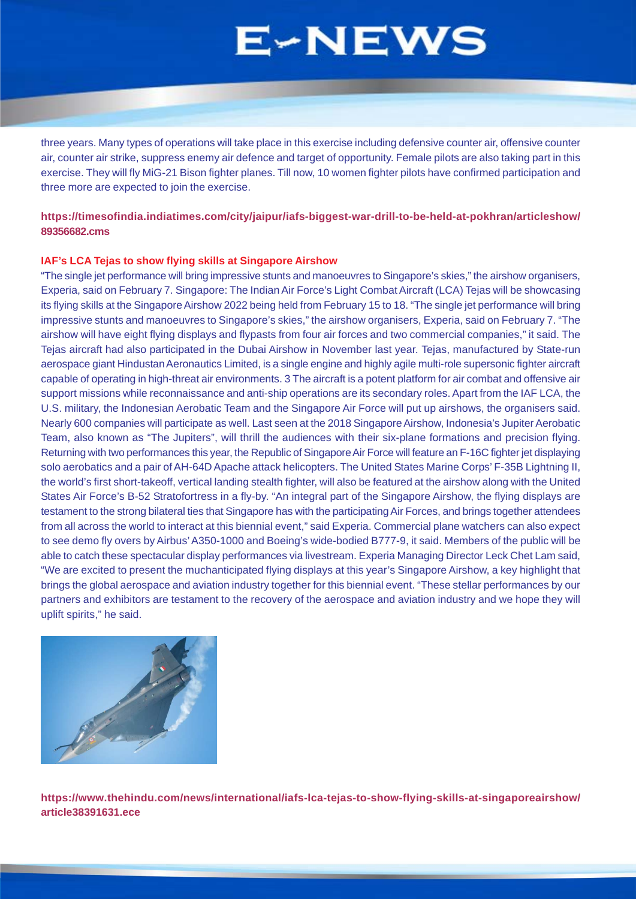three years. Many types of operations will take place in this exercise including defensive counter air, offensive counter air, counter air strike, suppress enemy air defence and target of opportunity. Female pilots are also taking part in this exercise. They will fly MiG-21 Bison fighter planes. Till now, 10 women fighter pilots have confirmed participation and three more are expected to join the exercise.

**https://timesofindia.indiatimes.com/city/jaipur/iafs-biggest-war-drill-to-be-held-at-pokhran/articleshow/89356682.cms**

### IAF's LCA Tejas to show flying skills at Singapore Airshow

"The single jet performance will bring impressive stunts and manoeuvres to Singapore's skies," the airshow organisers, Experia, said on February 7. Singapore: The Indian Air Force's Light Combat Aircraft (LCA) Tejas will be showcasing its flying skills at the Singapore Airshow 2022 being held from February 15 to 18. "The single jet performance will bring impressive stunts and manoeuvres to Singapore's skies," the airshow organisers, Experia, said on February 7. "The airshow will have eight flying displays and flypasts from four air forces and two commercial companies," it said. The Tejas aircraft had also participated in the Dubai Airshow in November last year. Tejas, manufactured by State-run aerospace giant Hindustan Aeronautics Limited, is a single engine and highly agile multi-role supersonic fighter aircraft capable of operating in high-threat air environments. 3 The aircraft is a potent platform for air combat and offensive air support missions while reconnaissance and anti-ship operations are its secondary roles. Apart from the IAF LCA, the U.S. military, the Indonesian Aerobatic Team and the Singapore Air Force will put up airshows, the organisers said. Nearly 600 companies will participate as well. Last seen at the 2018 Singapore Airshow, Indonesia's Jupiter Aerobatic Team, also known as "The Jupiters", will thrill the audiences with their six-plane formations and precision flying. Returning with two performances this year, the Republic of Singapore Air Force will feature an F-16C fighter jet displaying solo aerobatics and a pair of AH-64D Apache attack helicopters. The United States Marine Corps' F-35B Lightning II, the world's first short-takeoff, vertical landing stealth fighter, will also be featured at the airshow along with the United States Air Force's B-52 Stratofortress in a fly-by. "An integral part of the Singapore Airshow, the flying displays are testament to the strong bilateral ties that Singapore has with the participating Air Forces, and brings together attendees from all across the world to interact at this biennial event," said Experia. Commercial plane watchers can also expect to see demo fly overs by Airbus' A350-1000 and Boeing's wide-bodied B777-9, it said. Members of the public will be able to catch these spectacular display performances via livestream. Experia Managing Director Leck Chet Lam said, "We are excited to present the muchanticipated flying displays at this year's Singapore Airshow, a key highlight that brings the global aerospace and aviation industry together for this biennial event. "These stellar performances by our partners and exhibitors are testament to the recovery of the aerospace and aviation industry and we hope they will uplift spirits," he said.

**https://www.thehindu.com/news/international/iafs-lca-tejas-to-show-flying-skills-at-singaporeairshow/article38391631.ece**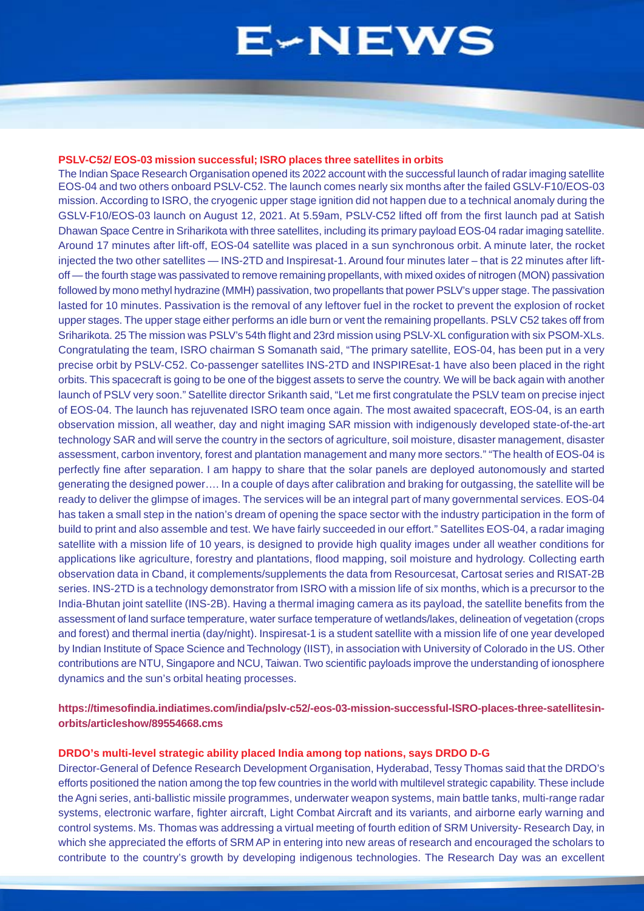### PSLV-C52/ EOS-03 mission successful; ISRO places three satellites in orbits

The Indian Space Research Organisation opened its 2022 account with the successful launch of radar imaging satellite EOS-04 and two others onboard PSLV-C52. The launch comes nearly six months after the failed GSLV-F10/EOS-03 mission. According to ISRO, the cryogenic upper stage ignition did not happen due to a technical anomaly during the GSLV-F10/EOS-03 launch on August 12, 2021. At 5.59am, PSLV-C52 lifted off from the first launch pad at Satish Dhawan Space Centre in Sriharikota with three satellites, including its primary payload EOS-04 radar imaging satellite. Around 17 minutes after lift-off, EOS-04 satellite was placed in a sun synchronous orbit. A minute later, the rocket injected the two other satellites — INS-2TD and Inspiresat-1. Around four minutes later – that is 22 minutes after lift-off — the fourth stage was passivated to remove remaining propellants, with mixed oxides of nitrogen (MON) passivation followed by mono methyl hydrazine (MMH) passivation, two propellants that power PSLV's upper stage. The passivation lasted for 10 minutes. Passivation is the removal of any leftover fuel in the rocket to prevent the explosion of rocket upper stages. The upper stage either performs an idle burn or vent the remaining propellants. PSLV C52 takes off from Sriharikota. 25 The mission was PSLV's 54th flight and 23rd mission using PSLV-XL configuration with six PSOM-XLs. Congratulating the team, ISRO chairman S Somanath said, "The primary satellite, EOS-04, has been put in a very precise orbit by PSLV-C52. Co-passenger satellites INS-2TD and INSPIREsat-1 have also been placed in the right orbits. This spacecraft is going to be one of the biggest assets to serve the country. We will be back again with another launch of PSLV very soon." Satellite director Srikanth said, "Let me first congratulate the PSLV team on precise inject of EOS-04. The launch has rejuvenated ISRO team once again. The most awaited spacecraft, EOS-04, is an earth observation mission, all weather, day and night imaging SAR mission with indigenously developed state-of-the-art technology SAR and will serve the country in the sectors of agriculture, soil moisture, disaster management, disaster assessment, carbon inventory, forest and plantation management and many more sectors." "The health of EOS-04 is perfectly fine after separation. I am happy to share that the solar panels are deployed autonomously and started generating the designed power…. In a couple of days after calibration and braking for outgassing, the satellite will be ready to deliver the glimpse of images. The services will be an integral part of many governmental services. EOS-04 has taken a small step in the nation's dream of opening the space sector with the industry participation in the form of build to print and also assemble and test. We have fairly succeeded in our effort." Satellites EOS-04, a radar imaging satellite with a mission life of 10 years, is designed to provide high quality images under all weather conditions for applications like agriculture, forestry and plantations, flood mapping, soil moisture and hydrology. Collecting earth observation data in Cband, it complements/supplements the data from Resourcesat, Cartosat series and RISAT-2B series. INS-2TD is a technology demonstrator from ISRO with a mission life of six months, which is a precursor to the India-Bhutan joint satellite (INS-2B). Having a thermal imaging camera as its payload, the satellite benefits from the assessment of land surface temperature, water surface temperature of wetlands/lakes, delineation of vegetation (crops and forest) and thermal inertia (day/night). Inspiresat-1 is a student satellite with a mission life of one year developed by Indian Institute of Space Science and Technology (IIST), in association with University of Colorado in the US. Other contributions are NTU, Singapore and NCU, Taiwan. Two scientific payloads improve the understanding of ionosphere dynamics and the sun's orbital heating processes.

**https://timesofindia.indiatimes.com/india/pslv-c52/-eos-03-mission-successful-ISRO-places-three-satellitesin-orbits/articleshow/89554668.cms**

### DRDO's multi-level strategic ability placed India among top nations, says DRDO D-G

Director-General of Defence Research Development Organisation, Hyderabad, Tessy Thomas said that the DRDO's efforts positioned the nation among the top few countries in the world with multilevel strategic capability. These include the Agni series, anti-ballistic missile programmes, underwater weapon systems, main battle tanks, multi-range radar systems, electronic warfare, fighter aircraft, Light Combat Aircraft and its variants, and airborne early warning and control systems. Ms. Thomas was addressing a virtual meeting of fourth edition of SRM University- Research Day, in which she appreciated the efforts of SRM AP in entering into new areas of research and encouraged the scholars to contribute to the country's growth by developing indigenous technologies. The Research Day was an excellent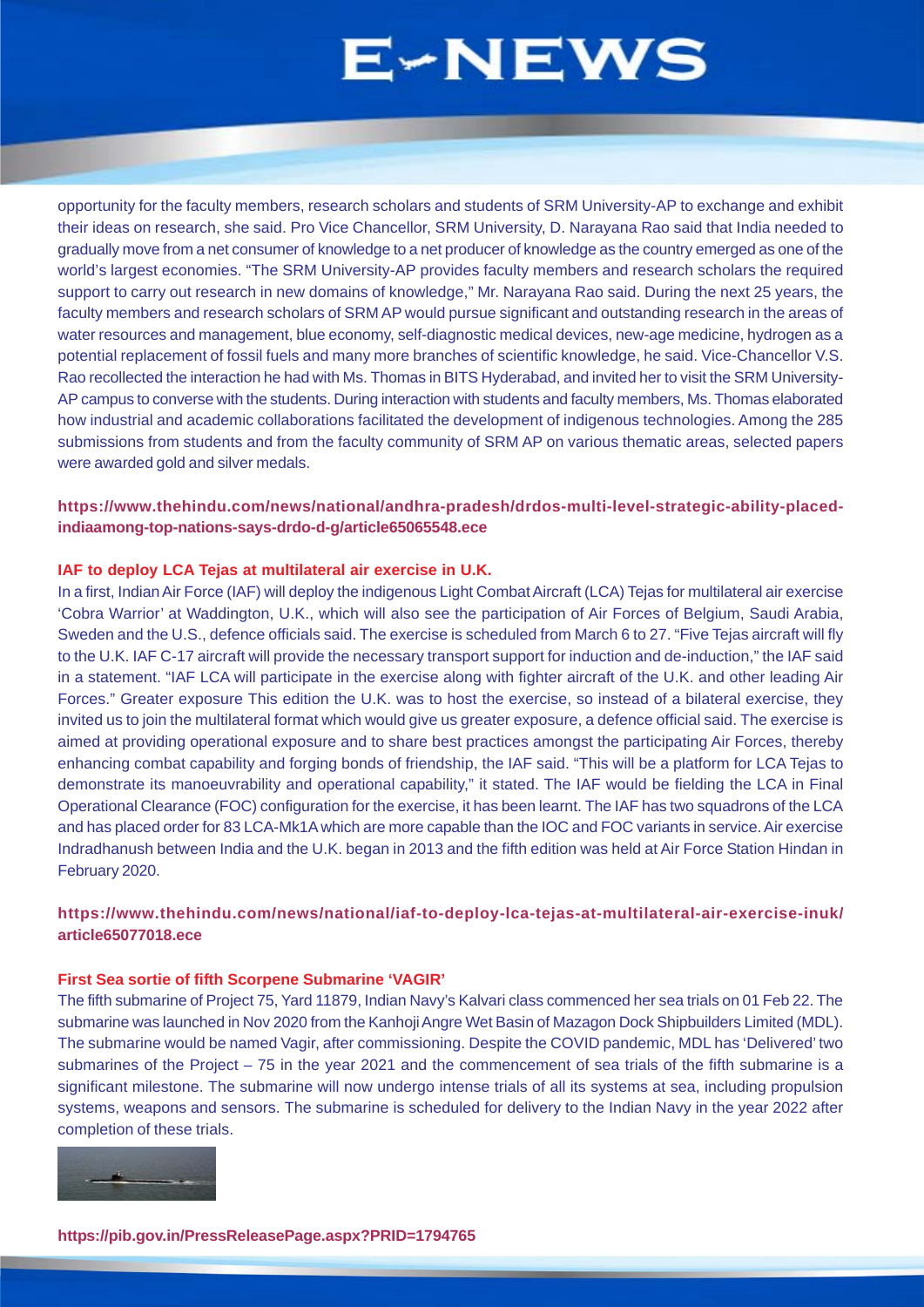opportunity for the faculty members, research scholars and students of SRM University-AP to exchange and exhibit their ideas on research, she said. Pro Vice Chancellor, SRM University, D. Narayana Rao said that India needed to gradually move from a net consumer of knowledge to a net producer of knowledge as the country emerged as one of the world's largest economies. "The SRM University-AP provides faculty members and research scholars the required support to carry out research in new domains of knowledge," Mr. Narayana Rao said. During the next 25 years, the faculty members and research scholars of SRM AP would pursue significant and outstanding research in the areas of water resources and management, blue economy, self-diagnostic medical devices, new-age medicine, hydrogen as a potential replacement of fossil fuels and many more branches of scientific knowledge, he said. Vice-Chancellor V.S. Rao recollected the interaction he had with Ms. Thomas in BITS Hyderabad, and invited her to visit the SRM University-AP campus to converse with the students. During interaction with students and faculty members, Ms. Thomas elaborated how industrial and academic collaborations facilitated the development of indigenous technologies. Among the 285 submissions from students and from the faculty community of SRM AP on various thematic areas, selected papers were awarded gold and silver medals.

**https://www.thehindu.com/news/national/andhra-pradesh/drdos-multi-level-strategic-ability-placed-indiaamong-top-nations-says-drdo-d-g/article65065548.ece**

**IAF to deploy LCA Tejas at multilateral air exercise in U.K.**

In a first, Indian Air Force (IAF) will deploy the indigenous Light Combat Aircraft (LCA) Tejas for multilateral air exercise 'Cobra Warrior' at Waddington, U.K., which will also see the participation of Air Forces of Belgium, Saudi Arabia, Sweden and the U.S., defence officials said. The exercise is scheduled from March 6 to 27. "Five Tejas aircraft will fly to the U.K. IAF C-17 aircraft will provide the necessary transport support for induction and de-induction," the IAF said in a statement. "IAF LCA will participate in the exercise along with fighter aircraft of the U.K. and other leading Air Forces." Greater exposure This edition the U.K. was to host the exercise, so instead of a bilateral exercise, they invited us to join the multilateral format which would give us greater exposure, a defence official said. The exercise is aimed at providing operational exposure and to share best practices amongst the participating Air Forces, thereby enhancing combat capability and forging bonds of friendship, the IAF said. "This will be a platform for LCA Tejas to demonstrate its manoeuvrability and operational capability," it stated. The IAF would be fielding the LCA in Final Operational Clearance (FOC) configuration for the exercise, it has been learnt. The IAF has two squadrons of the LCA and has placed order for 83 LCA-Mk1A which are more capable than the IOC and FOC variants in service. Air exercise Indradhanush between India and the U.K. began in 2013 and the fifth edition was held at Air Force Station Hindan in February 2020.

**https://www.thehindu.com/news/national/iaf-to-deploy-lca-tejas-at-multilateral-air-exercise-inuk/article65077018.ece**

**First Sea sortie of fifth Scorpene Submarine 'VAGIR'**

The fifth submarine of Project 75, Yard 11879, Indian Navy's Kalvari class commenced her sea trials on 01 Feb 22. The submarine was launched in Nov 2020 from the Kanhoji Angre Wet Basin of Mazagon Dock Shipbuilders Limited (MDL). The submarine would be named Vagir, after commissioning. Despite the COVID pandemic, MDL has 'Delivered' two submarines of the Project – 75 in the year 2021 and the commencement of sea trials of the fifth submarine is a significant milestone. The submarine will now undergo intense trials of all its systems at sea, including propulsion systems, weapons and sensors. The submarine is scheduled for delivery to the Indian Navy in the year 2022 after completion of these trials.

**https://pib.gov.in/PressReleasePage.aspx?PRID=1794765**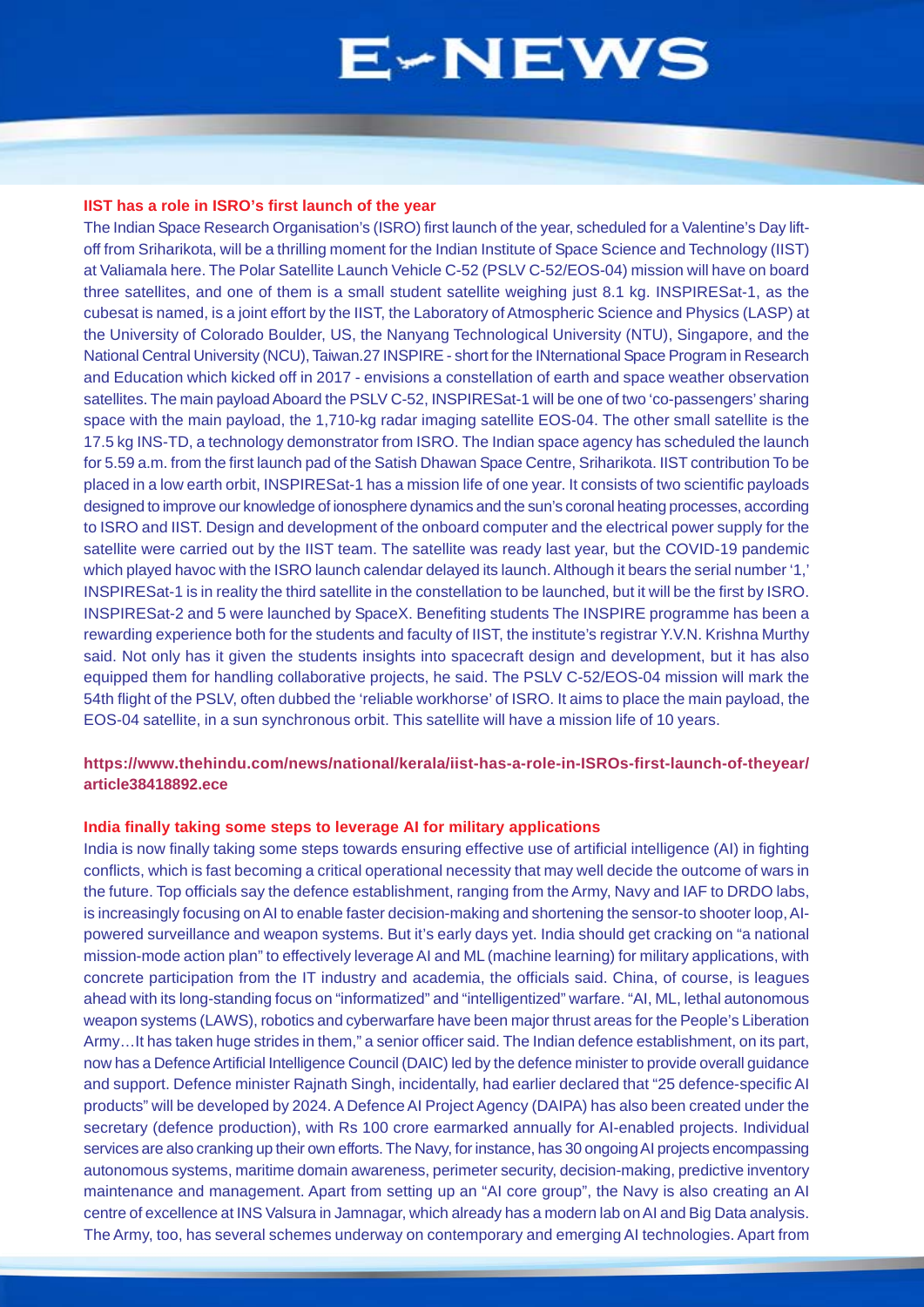**IIST has a role in ISRO's first launch of the year**

The Indian Space Research Organisation's (ISRO) first launch of the year, scheduled for a Valentine's Day lift-off from Sriharikota, will be a thrilling moment for the Indian Institute of Space Science and Technology (IIST) at Valiamala here. The Polar Satellite Launch Vehicle C-52 (PSLV C-52/EOS-04) mission will have on board three satellites, and one of them is a small student satellite weighing just 8.1 kg. INSPIRESat-1, as the cubesat is named, is a joint effort by the IIST, the Laboratory of Atmospheric Science and Physics (LASP) at the University of Colorado Boulder, US, the Nanyang Technological University (NTU), Singapore, and the National Central University (NCU), Taiwan.27 INSPIRE - short for the INternational Space Program in Research and Education which kicked off in 2017 - envisions a constellation of earth and space weather observation satellites. The main payload Aboard the PSLV C-52, INSPIRESat-1 will be one of two 'co-passengers' sharing space with the main payload, the 1,710-kg radar imaging satellite EOS-04. The other small satellite is the 17.5 kg INS-TD, a technology demonstrator from ISRO. The Indian space agency has scheduled the launch for 5.59 a.m. from the first launch pad of the Satish Dhawan Space Centre, Sriharikota. IIST contribution To be placed in a low earth orbit, INSPIRESat-1 has a mission life of one year. It consists of two scientific payloads designed to improve our knowledge of ionosphere dynamics and the sun's coronal heating processes, according to ISRO and IIST. Design and development of the onboard computer and the electrical power supply for the satellite were carried out by the IIST team. The satellite was ready last year, but the COVID-19 pandemic which played havoc with the ISRO launch calendar delayed its launch. Although it bears the serial number '1,' INSPIRESat-1 is in reality the third satellite in the constellation to be launched, but it will be the first by ISRO. INSPIRESat-2 and 5 were launched by SpaceX. Benefiting students The INSPIRE programme has been a rewarding experience both for the students and faculty of IIST, the institute's registrar Y.V.N. Krishna Murthy said. Not only has it given the students insights into spacecraft design and development, but it has also equipped them for handling collaborative projects, he said. The PSLV C-52/EOS-04 mission will mark the 54th flight of the PSLV, often dubbed the 'reliable workhorse' of ISRO. It aims to place the main payload, the EOS-04 satellite, in a sun synchronous orbit. This satellite will have a mission life of 10 years.

**https://www.thehindu.com/news/national/kerala/iist-has-a-role-in-ISROs-first-launch-of-theyear/article38418892.ece**

**India finally taking some steps to leverage AI for military applications**

India is now finally taking some steps towards ensuring effective use of artificial intelligence (AI) in fighting conflicts, which is fast becoming a critical operational necessity that may well decide the outcome of wars in the future. Top officials say the defence establishment, ranging from the Army, Navy and IAF to DRDO labs, is increasingly focusing on AI to enable faster decision-making and shortening the sensor-to shooter loop, AI-powered surveillance and weapon systems. But it's early days yet. India should get cracking on "a national mission-mode action plan" to effectively leverage AI and ML (machine learning) for military applications, with concrete participation from the IT industry and academia, the officials said. China, of course, is leagues ahead with its long-standing focus on "informatized" and "intelligentized" warfare. "AI, ML, lethal autonomous weapon systems (LAWS), robotics and cyberwarfare have been major thrust areas for the People's Liberation Army…It has taken huge strides in them," a senior officer said. The Indian defence establishment, on its part, now has a Defence Artificial Intelligence Council (DAIC) led by the defence minister to provide overall guidance and support. Defence minister Rajnath Singh, incidentally, had earlier declared that "25 defence-specific AI products" will be developed by 2024. A Defence AI Project Agency (DAIPA) has also been created under the secretary (defence production), with Rs 100 crore earmarked annually for AI-enabled projects. Individual services are also cranking up their own efforts. The Navy, for instance, has 30 ongoing AI projects encompassing autonomous systems, maritime domain awareness, perimeter security, decision-making, predictive inventory maintenance and management. Apart from setting up an "AI core group", the Navy is also creating an AI centre of excellence at INS Valsura in Jamnagar, which already has a modern lab on AI and Big Data analysis. The Army, too, has several schemes underway on contemporary and emerging AI technologies. Apart from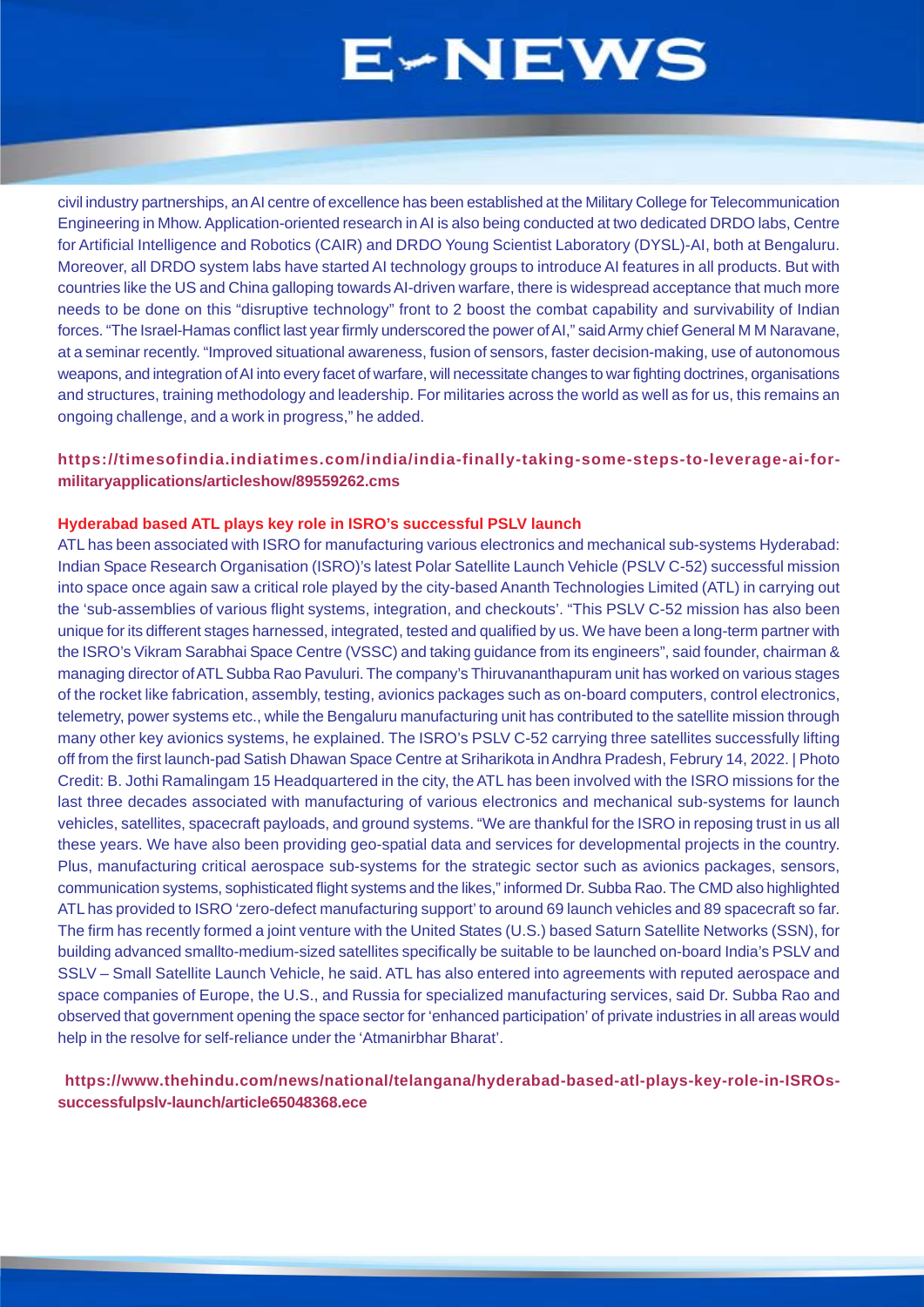civil industry partnerships, an AI centre of excellence has been established at the Military College for Telecommunication Engineering in Mhow. Application-oriented research in AI is also being conducted at two dedicated DRDO labs, Centre for Artificial Intelligence and Robotics (CAIR) and DRDO Young Scientist Laboratory (DYSL)-AI, both at Bengaluru. Moreover, all DRDO system labs have started AI technology groups to introduce AI features in all products. But with countries like the US and China galloping towards AI-driven warfare, there is widespread acceptance that much more needs to be done on this "disruptive technology" front to 2 boost the combat capability and survivability of Indian forces. "The Israel-Hamas conflict last year firmly underscored the power of AI," said Army chief General M M Naravane, at a seminar recently. "Improved situational awareness, fusion of sensors, faster decision-making, use of autonomous weapons, and integration of AI into every facet of warfare, will necessitate changes to war fighting doctrines, organisations and structures, training methodology and leadership. For militaries across the world as well as for us, this remains an ongoing challenge, and a work in progress," he added.

**https://timesofindia.indiatimes.com/india/india-finally-taking-some-steps-to-leverage-ai-for-militaryapplications/articleshow/89559262.cms**

**Hyderabad based ATL plays key role in ISRO's successful PSLV launch**

ATL has been associated with ISRO for manufacturing various electronics and mechanical sub-systems Hyderabad: Indian Space Research Organisation (ISRO)'s latest Polar Satellite Launch Vehicle (PSLV C-52) successful mission into space once again saw a critical role played by the city-based Ananth Technologies Limited (ATL) in carrying out the 'sub-assemblies of various flight systems, integration, and checkouts'. "This PSLV C-52 mission has also been unique for its different stages harnessed, integrated, tested and qualified by us. We have been a long-term partner with the ISRO's Vikram Sarabhai Space Centre (VSSC) and taking guidance from its engineers", said founder, chairman & managing director of ATL Subba Rao Pavuluri. The company's Thiruvananthapuram unit has worked on various stages of the rocket like fabrication, assembly, testing, avionics packages such as on-board computers, control electronics, telemetry, power systems etc., while the Bengaluru manufacturing unit has contributed to the satellite mission through many other key avionics systems, he explained. The ISRO's PSLV C-52 carrying three satellites successfully lifting off from the first launch-pad Satish Dhawan Space Centre at Sriharikota in Andhra Pradesh, Februry 14, 2022. | Photo Credit: B. Jothi Ramalingam 15 Headquartered in the city, the ATL has been involved with the ISRO missions for the last three decades associated with manufacturing of various electronics and mechanical sub-systems for launch vehicles, satellites, spacecraft payloads, and ground systems. "We are thankful for the ISRO in reposing trust in us all these years. We have also been providing geo-spatial data and services for developmental projects in the country. Plus, manufacturing critical aerospace sub-systems for the strategic sector such as avionics packages, sensors, communication systems, sophisticated flight systems and the likes," informed Dr. Subba Rao. The CMD also highlighted ATL has provided to ISRO 'zero-defect manufacturing support' to around 69 launch vehicles and 89 spacecraft so far. The firm has recently formed a joint venture with the United States (U.S.) based Saturn Satellite Networks (SSN), for building advanced smallto-medium-sized satellites specifically be suitable to be launched on-board India's PSLV and SSLV – Small Satellite Launch Vehicle, he said. ATL has also entered into agreements with reputed aerospace and space companies of Europe, the U.S., and Russia for specialized manufacturing services, said Dr. Subba Rao and observed that government opening the space sector for 'enhanced participation' of private industries in all areas would help in the resolve for self-reliance under the 'Atmanirbhar Bharat'.

**https://www.thehindu.com/news/national/telangana/hyderabad-based-atl-plays-key-role-in-ISROs-successfulpslv-launch/article65048368.ece**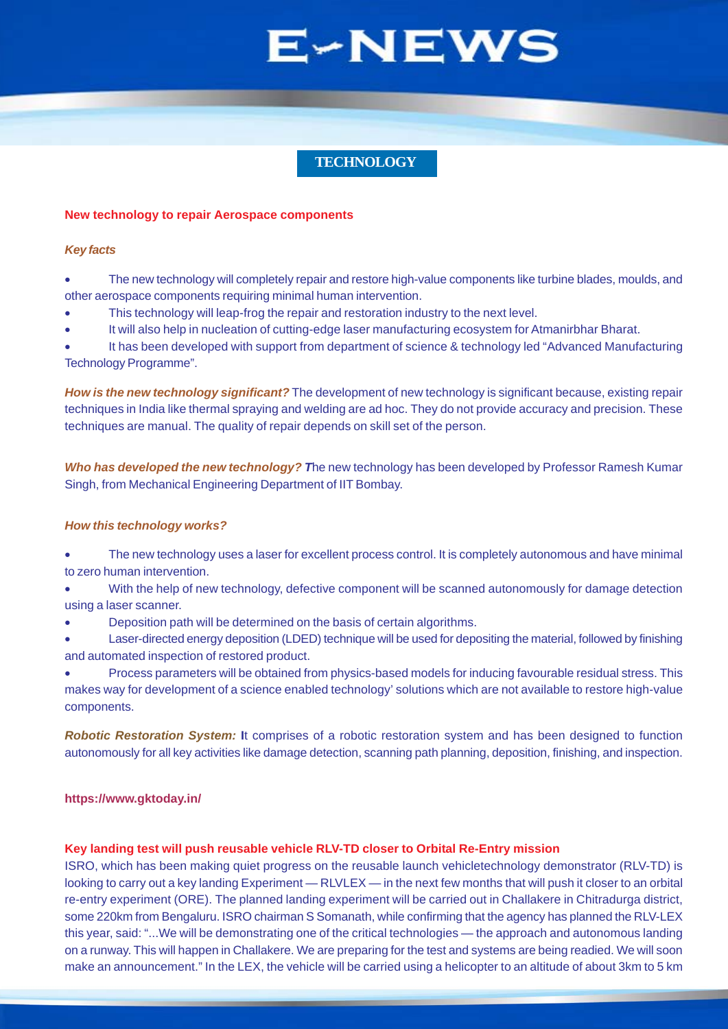## TECHNOLOGY

### New technology to repair Aerospace components

***Key facts***

- The new technology will completely repair and restore high-value components like turbine blades, moulds, and other aerospace components requiring minimal human intervention.
- This technology will leap-frog the repair and restoration industry to the next level.
- It will also help in nucleation of cutting-edge laser manufacturing ecosystem for Atmanirbhar Bharat.
- It has been developed with support from department of science & technology led "Advanced Manufacturing Technology Programme".

***How is the new technology significant?*** The development of new technology is significant because, existing repair techniques in India like thermal spraying and welding are ad hoc. They do not provide accuracy and precision. These techniques are manual. The quality of repair depends on skill set of the person.

***Who has developed the new technology? T****he new technology has been developed by Professor Ramesh Kumar Singh, from Mechanical Engineering Department of IIT Bombay.

***How this technology works?***

- The new technology uses a laser for excellent process control. It is completely autonomous and have minimal to zero human intervention.
- With the help of new technology, defective component will be scanned autonomously for damage detection using a laser scanner.
- Deposition path will be determined on the basis of certain algorithms.
- Laser-directed energy deposition (LDED) technique will be used for depositing the material, followed by finishing and automated inspection of restored product.
- Process parameters will be obtained from physics-based models for inducing favourable residual stress. This makes way for development of a science enabled technology' solutions which are not available to restore high-value components.

***Robotic Restoration System:* I**t comprises of a robotic restoration system and has been designed to function autonomously for all key activities like damage detection, scanning path planning, deposition, finishing, and inspection.

**https://www.gktoday.in/**

### Key landing test will push reusable vehicle RLV-TD closer to Orbital Re-Entry mission

ISRO, which has been making quiet progress on the reusable launch vehicletechnology demonstrator (RLV-TD) is looking to carry out a key landing Experiment — RLVLEX — in the next few months that will push it closer to an orbital re-entry experiment (ORE). The planned landing experiment will be carried out in Challakere in Chitradurga district, some 220km from Bengaluru. ISRO chairman S Somanath, while confirming that the agency has planned the RLV-LEX this year, said: "...We will be demonstrating one of the critical technologies — the approach and autonomous landing on a runway. This will happen in Challakere. We are preparing for the test and systems are being readied. We will soon make an announcement." In the LEX, the vehicle will be carried using a helicopter to an altitude of about 3km to 5 km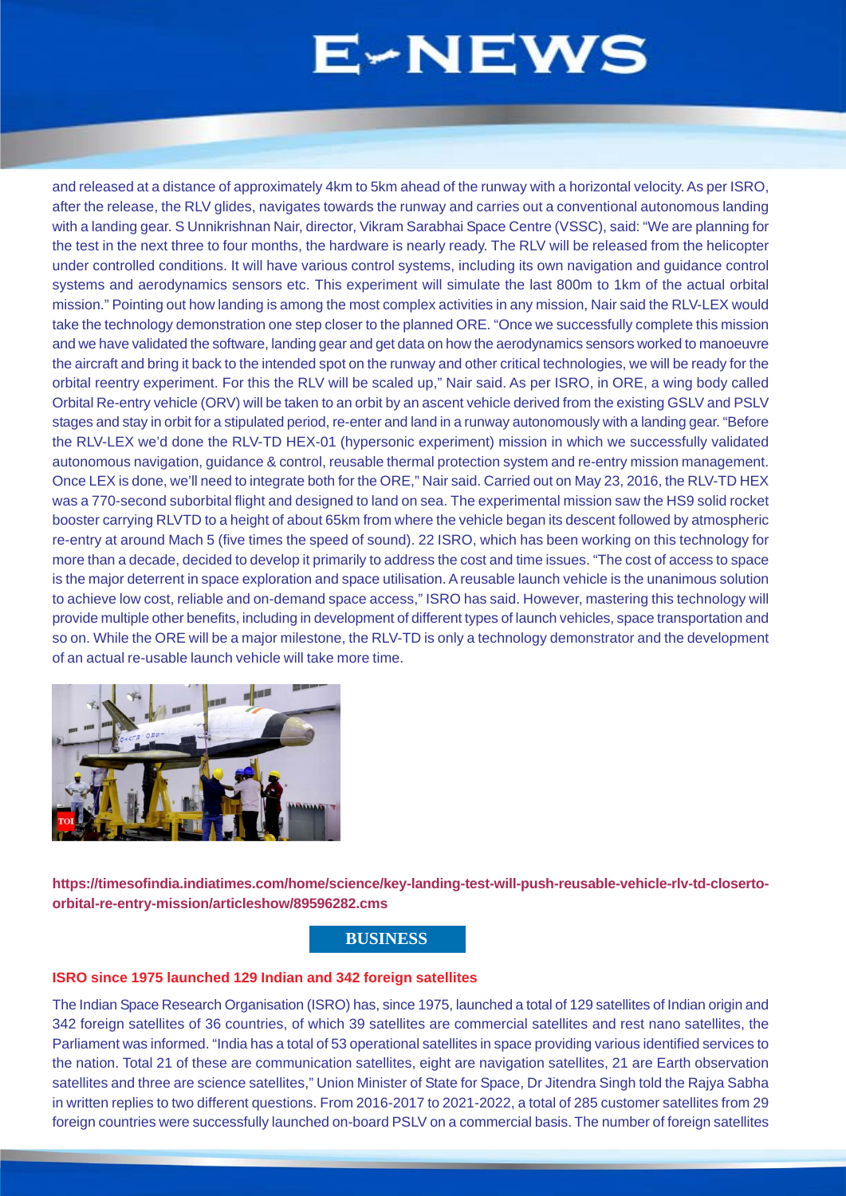and released at a distance of approximately 4km to 5km ahead of the runway with a horizontal velocity. As per ISRO, after the release, the RLV glides, navigates towards the runway and carries out a conventional autonomous landing with a landing gear. S Unnikrishnan Nair, director, Vikram Sarabhai Space Centre (VSSC), said: "We are planning for the test in the next three to four months, the hardware is nearly ready. The RLV will be released from the helicopter under controlled conditions. It will have various control systems, including its own navigation and guidance control systems and aerodynamics sensors etc. This experiment will simulate the last 800m to 1km of the actual orbital mission." Pointing out how landing is among the most complex activities in any mission, Nair said the RLV-LEX would take the technology demonstration one step closer to the planned ORE. "Once we successfully complete this mission and we have validated the software, landing gear and get data on how the aerodynamics sensors worked to manoeuvre the aircraft and bring it back to the intended spot on the runway and other critical technologies, we will be ready for the orbital reentry experiment. For this the RLV will be scaled up," Nair said. As per ISRO, in ORE, a wing body called Orbital Re-entry vehicle (ORV) will be taken to an orbit by an ascent vehicle derived from the existing GSLV and PSLV stages and stay in orbit for a stipulated period, re-enter and land in a runway autonomously with a landing gear. "Before the RLV-LEX we'd done the RLV-TD HEX-01 (hypersonic experiment) mission in which we successfully validated autonomous navigation, guidance & control, reusable thermal protection system and re-entry mission management. Once LEX is done, we'll need to integrate both for the ORE," Nair said. Carried out on May 23, 2016, the RLV-TD HEX was a 770-second suborbital flight and designed to land on sea. The experimental mission saw the HS9 solid rocket booster carrying RLVTD to a height of about 65km from where the vehicle began its descent followed by atmospheric re-entry at around Mach 5 (five times the speed of sound). 22 ISRO, which has been working on this technology for more than a decade, decided to develop it primarily to address the cost and time issues. "The cost of access to space is the major deterrent in space exploration and space utilisation. A reusable launch vehicle is the unanimous solution to achieve low cost, reliable and on-demand space access," ISRO has said. However, mastering this technology will provide multiple other benefits, including in development of different types of launch vehicles, space transportation and so on. While the ORE will be a major milestone, the RLV-TD is only a technology demonstrator and the development of an actual re-usable launch vehicle will take more time.

**https://timesofindia.indiatimes.com/home/science/key-landing-test-will-push-reusable-vehicle-rlv-td-closerto-orbital-re-entry-mission/articleshow/89596282.cms**

## BUSINESS

### ISRO since 1975 launched 129 Indian and 342 foreign satellites

The Indian Space Research Organisation (ISRO) has, since 1975, launched a total of 129 satellites of Indian origin and 342 foreign satellites of 36 countries, of which 39 satellites are commercial satellites and rest nano satellites, the Parliament was informed. "India has a total of 53 operational satellites in space providing various identified services to the nation. Total 21 of these are communication satellites, eight are navigation satellites, 21 are Earth observation satellites and three are science satellites," Union Minister of State for Space, Dr Jitendra Singh told the Rajya Sabha in written replies to two different questions. From 2016-2017 to 2021-2022, a total of 285 customer satellites from 29 foreign countries were successfully launched on-board PSLV on a commercial basis. The number of foreign satellites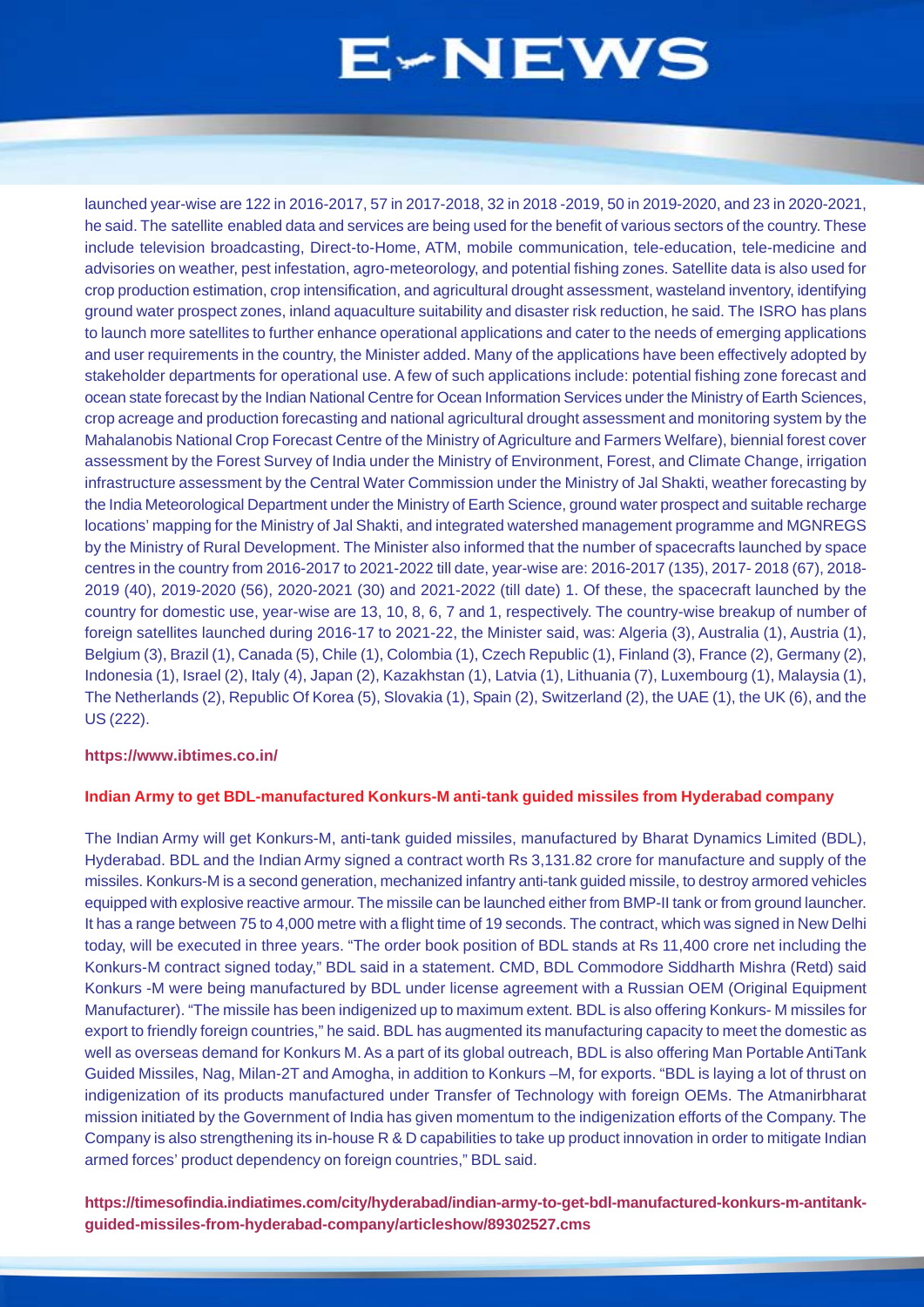launched year-wise are 122 in 2016-2017, 57 in 2017-2018, 32 in 2018 -2019, 50 in 2019-2020, and 23 in 2020-2021, he said. The satellite enabled data and services are being used for the benefit of various sectors of the country. These include television broadcasting, Direct-to-Home, ATM, mobile communication, tele-education, tele-medicine and advisories on weather, pest infestation, agro-meteorology, and potential fishing zones. Satellite data is also used for crop production estimation, crop intensification, and agricultural drought assessment, wasteland inventory, identifying ground water prospect zones, inland aquaculture suitability and disaster risk reduction, he said. The ISRO has plans to launch more satellites to further enhance operational applications and cater to the needs of emerging applications and user requirements in the country, the Minister added. Many of the applications have been effectively adopted by stakeholder departments for operational use. A few of such applications include: potential fishing zone forecast and ocean state forecast by the Indian National Centre for Ocean Information Services under the Ministry of Earth Sciences, crop acreage and production forecasting and national agricultural drought assessment and monitoring system by the Mahalanobis National Crop Forecast Centre of the Ministry of Agriculture and Farmers Welfare), biennial forest cover assessment by the Forest Survey of India under the Ministry of Environment, Forest, and Climate Change, irrigation infrastructure assessment by the Central Water Commission under the Ministry of Jal Shakti, weather forecasting by the India Meteorological Department under the Ministry of Earth Science, ground water prospect and suitable recharge locations' mapping for the Ministry of Jal Shakti, and integrated watershed management programme and MGNREGS by the Ministry of Rural Development. The Minister also informed that the number of spacecrafts launched by space centres in the country from 2016-2017 to 2021-2022 till date, year-wise are: 2016-2017 (135), 2017- 2018 (67), 2018-2019 (40), 2019-2020 (56), 2020-2021 (30) and 2021-2022 (till date) 1. Of these, the spacecraft launched by the country for domestic use, year-wise are 13, 10, 8, 6, 7 and 1, respectively. The country-wise breakup of number of foreign satellites launched during 2016-17 to 2021-22, the Minister said, was: Algeria (3), Australia (1), Austria (1), Belgium (3), Brazil (1), Canada (5), Chile (1), Colombia (1), Czech Republic (1), Finland (3), France (2), Germany (2), Indonesia (1), Israel (2), Italy (4), Japan (2), Kazakhstan (1), Latvia (1), Lithuania (7), Luxembourg (1), Malaysia (1), The Netherlands (2), Republic Of Korea (5), Slovakia (1), Spain (2), Switzerland (2), the UAE (1), the UK (6), and the US (222).

**https://www.ibtimes.co.in/**

**Indian Army to get BDL-manufactured Konkurs-M anti-tank guided missiles from Hyderabad company**

The Indian Army will get Konkurs-M, anti-tank guided missiles, manufactured by Bharat Dynamics Limited (BDL), Hyderabad. BDL and the Indian Army signed a contract worth Rs 3,131.82 crore for manufacture and supply of the missiles. Konkurs-M is a second generation, mechanized infantry anti-tank guided missile, to destroy armored vehicles equipped with explosive reactive armour. The missile can be launched either from BMP-II tank or from ground launcher. It has a range between 75 to 4,000 metre with a flight time of 19 seconds. The contract, which was signed in New Delhi today, will be executed in three years. "The order book position of BDL stands at Rs 11,400 crore net including the Konkurs-M contract signed today," BDL said in a statement. CMD, BDL Commodore Siddharth Mishra (Retd) said Konkurs -M were being manufactured by BDL under license agreement with a Russian OEM (Original Equipment Manufacturer). "The missile has been indigenized up to maximum extent. BDL is also offering Konkurs- M missiles for export to friendly foreign countries," he said. BDL has augmented its manufacturing capacity to meet the domestic as well as overseas demand for Konkurs M. As a part of its global outreach, BDL is also offering Man Portable AntiTank Guided Missiles, Nag, Milan-2T and Amogha, in addition to Konkurs –M, for exports. "BDL is laying a lot of thrust on indigenization of its products manufactured under Transfer of Technology with foreign OEMs. The Atmanirbharat mission initiated by the Government of India has given momentum to the indigenization efforts of the Company. The Company is also strengthening its in-house R & D capabilities to take up product innovation in order to mitigate Indian armed forces' product dependency on foreign countries," BDL said.

**https://timesofindia.indiatimes.com/city/hyderabad/indian-army-to-get-bdl-manufactured-konkurs-m-antitank-guided-missiles-from-hyderabad-company/articleshow/89302527.cms**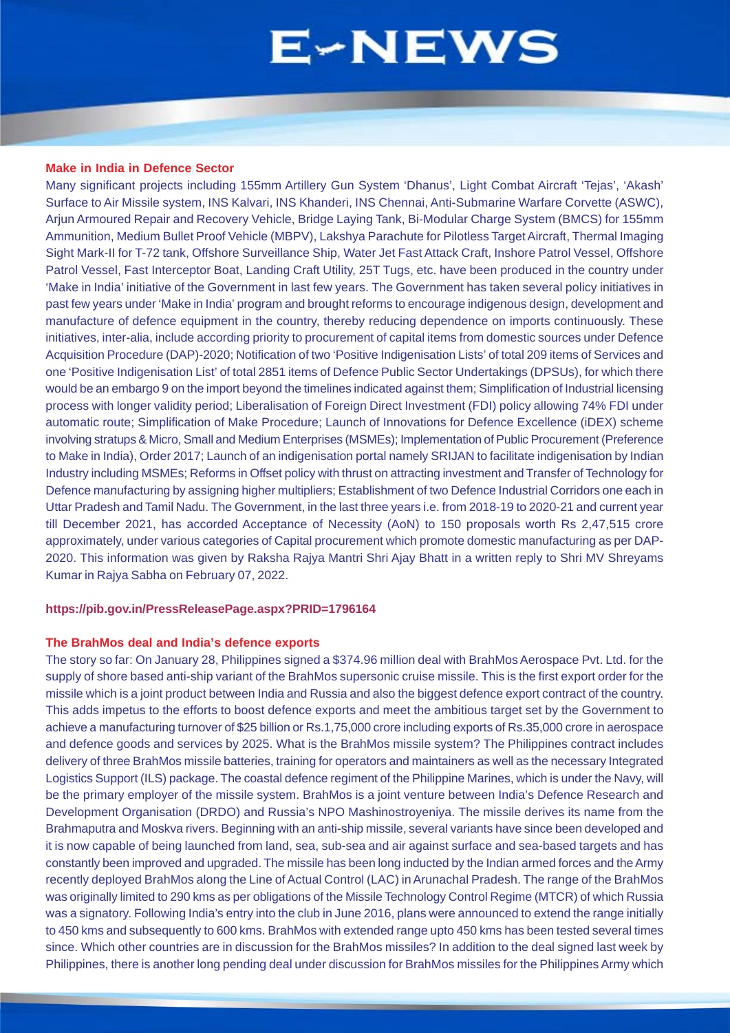# E-NEWS

### Make in India in Defence Sector

Many significant projects including 155mm Artillery Gun System 'Dhanus', Light Combat Aircraft 'Tejas', 'Akash' Surface to Air Missile system, INS Kalvari, INS Khanderi, INS Chennai, Anti-Submarine Warfare Corvette (ASWC), Arjun Armoured Repair and Recovery Vehicle, Bridge Laying Tank, Bi-Modular Charge System (BMCS) for 155mm Ammunition, Medium Bullet Proof Vehicle (MBPV), Lakshya Parachute for Pilotless Target Aircraft, Thermal Imaging Sight Mark-II for T-72 tank, Offshore Surveillance Ship, Water Jet Fast Attack Craft, Inshore Patrol Vessel, Offshore Patrol Vessel, Fast Interceptor Boat, Landing Craft Utility, 25T Tugs, etc. have been produced in the country under 'Make in India' initiative of the Government in last few years. The Government has taken several policy initiatives in past few years under 'Make in India' program and brought reforms to encourage indigenous design, development and manufacture of defence equipment in the country, thereby reducing dependence on imports continuously. These initiatives, inter-alia, include according priority to procurement of capital items from domestic sources under Defence Acquisition Procedure (DAP)-2020; Notification of two 'Positive Indigenisation Lists' of total 209 items of Services and one 'Positive Indigenisation List' of total 2851 items of Defence Public Sector Undertakings (DPSUs), for which there would be an embargo 9 on the import beyond the timelines indicated against them; Simplification of Industrial licensing process with longer validity period; Liberalisation of Foreign Direct Investment (FDI) policy allowing 74% FDI under automatic route; Simplification of Make Procedure; Launch of Innovations for Defence Excellence (iDEX) scheme involving stratups & Micro, Small and Medium Enterprises (MSMEs); Implementation of Public Procurement (Preference to Make in India), Order 2017; Launch of an indigenisation portal namely SRIJAN to facilitate indigenisation by Indian Industry including MSMEs; Reforms in Offset policy with thrust on attracting investment and Transfer of Technology for Defence manufacturing by assigning higher multipliers; Establishment of two Defence Industrial Corridors one each in Uttar Pradesh and Tamil Nadu. The Government, in the last three years i.e. from 2018-19 to 2020-21 and current year till December 2021, has accorded Acceptance of Necessity (AoN) to 150 proposals worth Rs 2,47,515 crore approximately, under various categories of Capital procurement which promote domestic manufacturing as per DAP-2020. This information was given by Raksha Rajya Mantri Shri Ajay Bhatt in a written reply to Shri MV Shreyams Kumar in Rajya Sabha on February 07, 2022.

**https://pib.gov.in/PressReleasePage.aspx?PRID=1796164**

### The BrahMos deal and India's defence exports

The story so far: On January 28, Philippines signed a $374.96 million deal with BrahMos Aerospace Pvt. Ltd. for the supply of shore based anti-ship variant of the BrahMos supersonic cruise missile. This is the first export order for the missile which is a joint product between India and Russia and also the biggest defence export contract of the country. This adds impetus to the efforts to boost defence exports and meet the ambitious target set by the Government to achieve a manufacturing turnover of $25 billion or Rs.1,75,000 crore including exports of Rs.35,000 crore in aerospace and defence goods and services by 2025. What is the BrahMos missile system? The Philippines contract includes delivery of three BrahMos missile batteries, training for operators and maintainers as well as the necessary Integrated Logistics Support (ILS) package. The coastal defence regiment of the Philippine Marines, which is under the Navy, will be the primary employer of the missile system. BrahMos is a joint venture between India's Defence Research and Development Organisation (DRDO) and Russia's NPO Mashinostroyeniya. The missile derives its name from the Brahmaputra and Moskva rivers. Beginning with an anti-ship missile, several variants have since been developed and it is now capable of being launched from land, sea, sub-sea and air against surface and sea-based targets and has constantly been improved and upgraded. The missile has been long inducted by the Indian armed forces and the Army recently deployed BrahMos along the Line of Actual Control (LAC) in Arunachal Pradesh. The range of the BrahMos was originally limited to 290 kms as per obligations of the Missile Technology Control Regime (MTCR) of which Russia was a signatory. Following India's entry into the club in June 2016, plans were announced to extend the range initially to 450 kms and subsequently to 600 kms. BrahMos with extended range upto 450 kms has been tested several times since. Which other countries are in discussion for the BrahMos missiles? In addition to the deal signed last week by Philippines, there is another long pending deal under discussion for BrahMos missiles for the Philippines Army which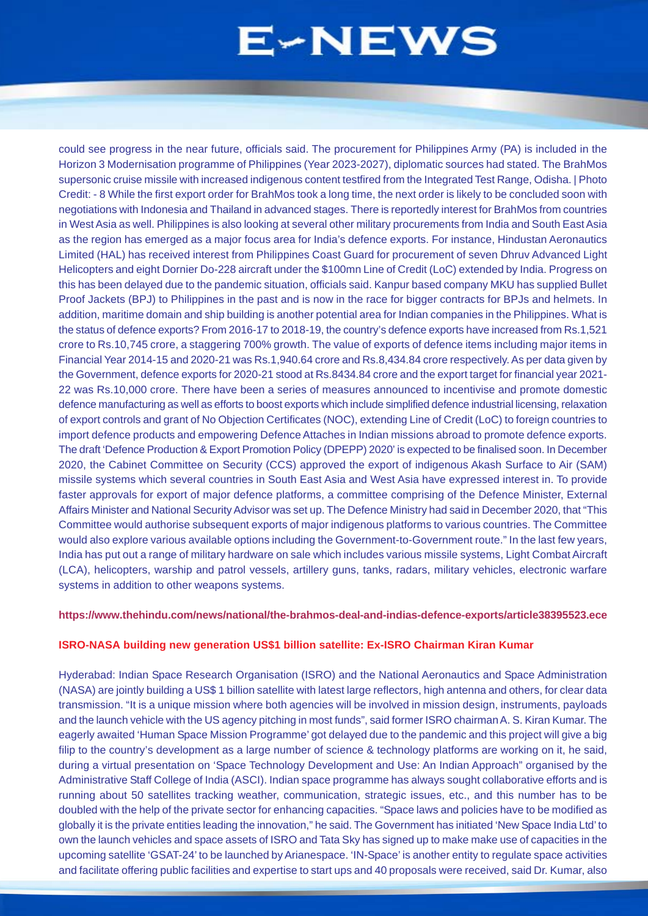could see progress in the near future, officials said. The procurement for Philippines Army (PA) is included in the Horizon 3 Modernisation programme of Philippines (Year 2023-2027), diplomatic sources had stated. The BrahMos supersonic cruise missile with increased indigenous content testfired from the Integrated Test Range, Odisha. | Photo Credit: - 8 While the first export order for BrahMos took a long time, the next order is likely to be concluded soon with negotiations with Indonesia and Thailand in advanced stages. There is reportedly interest for BrahMos from countries in West Asia as well. Philippines is also looking at several other military procurements from India and South East Asia as the region has emerged as a major focus area for India's defence exports. For instance, Hindustan Aeronautics Limited (HAL) has received interest from Philippines Coast Guard for procurement of seven Dhruv Advanced Light Helicopters and eight Dornier Do-228 aircraft under the $100mn Line of Credit (LoC) extended by India. Progress on this has been delayed due to the pandemic situation, officials said. Kanpur based company MKU has supplied Bullet Proof Jackets (BPJ) to Philippines in the past and is now in the race for bigger contracts for BPJs and helmets. In addition, maritime domain and ship building is another potential area for Indian companies in the Philippines. What is the status of defence exports? From 2016-17 to 2018-19, the country's defence exports have increased from Rs.1,521 crore to Rs.10,745 crore, a staggering 700% growth. The value of exports of defence items including major items in Financial Year 2014-15 and 2020-21 was Rs.1,940.64 crore and Rs.8,434.84 crore respectively. As per data given by the Government, defence exports for 2020-21 stood at Rs.8434.84 crore and the export target for financial year 2021-22 was Rs.10,000 crore. There have been a series of measures announced to incentivise and promote domestic defence manufacturing as well as efforts to boost exports which include simplified defence industrial licensing, relaxation of export controls and grant of No Objection Certificates (NOC), extending Line of Credit (LoC) to foreign countries to import defence products and empowering Defence Attaches in Indian missions abroad to promote defence exports. The draft 'Defence Production & Export Promotion Policy (DPEPP) 2020' is expected to be finalised soon. In December 2020, the Cabinet Committee on Security (CCS) approved the export of indigenous Akash Surface to Air (SAM) missile systems which several countries in South East Asia and West Asia have expressed interest in. To provide faster approvals for export of major defence platforms, a committee comprising of the Defence Minister, External Affairs Minister and National Security Advisor was set up. The Defence Ministry had said in December 2020, that "This Committee would authorise subsequent exports of major indigenous platforms to various countries. The Committee would also explore various available options including the Government-to-Government route." In the last few years, India has put out a range of military hardware on sale which includes various missile systems, Light Combat Aircraft (LCA), helicopters, warship and patrol vessels, artillery guns, tanks, radars, military vehicles, electronic warfare systems in addition to other weapons systems.

**https://www.thehindu.com/news/national/the-brahmos-deal-and-indias-defence-exports/article38395523.ece**

### ISRO-NASA building new generation US$1 billion satellite: Ex-ISRO Chairman Kiran Kumar

Hyderabad: Indian Space Research Organisation (ISRO) and the National Aeronautics and Space Administration (NASA) are jointly building a US$ 1 billion satellite with latest large reflectors, high antenna and others, for clear data transmission. "It is a unique mission where both agencies will be involved in mission design, instruments, payloads and the launch vehicle with the US agency pitching in most funds", said former ISRO chairman A. S. Kiran Kumar. The eagerly awaited 'Human Space Mission Programme' got delayed due to the pandemic and this project will give a big filip to the country's development as a large number of science & technology platforms are working on it, he said, during a virtual presentation on 'Space Technology Development and Use: An Indian Approach" organised by the Administrative Staff College of India (ASCI). Indian space programme has always sought collaborative efforts and is running about 50 satellites tracking weather, communication, strategic issues, etc., and this number has to be doubled with the help of the private sector for enhancing capacities. "Space laws and policies have to be modified as globally it is the private entities leading the innovation," he said. The Government has initiated 'New Space India Ltd' to own the launch vehicles and space assets of ISRO and Tata Sky has signed up to make make use of capacities in the upcoming satellite 'GSAT-24' to be launched by Arianespace. 'IN-Space' is another entity to regulate space activities and facilitate offering public facilities and expertise to start ups and 40 proposals were received, said Dr. Kumar, also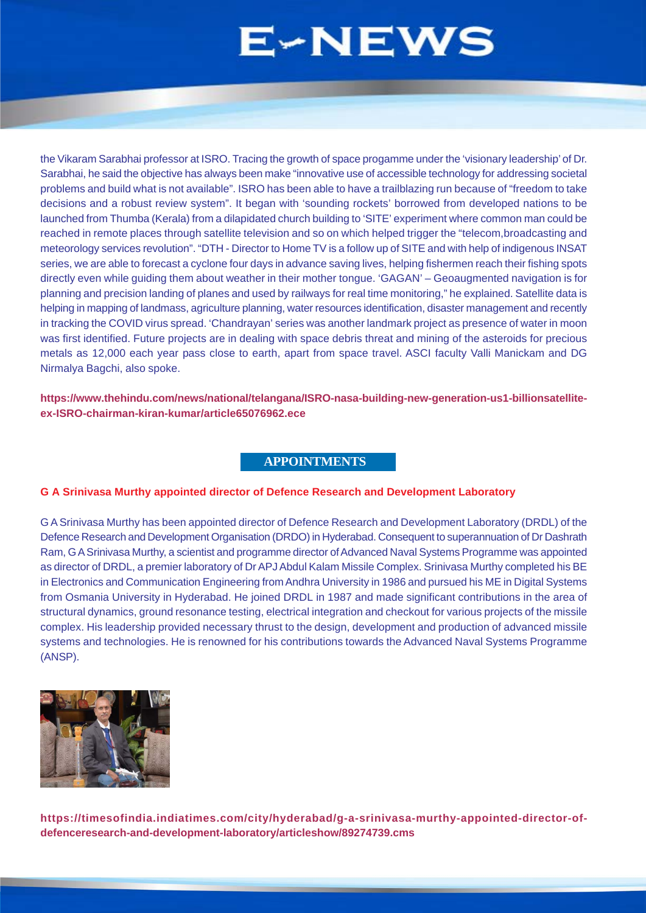the Vikaram Sarabhai professor at ISRO. Tracing the growth of space progamme under the 'visionary leadership' of Dr. Sarabhai, he said the objective has always been make "innovative use of accessible technology for addressing societal problems and build what is not available". ISRO has been able to have a trailblazing run because of "freedom to take decisions and a robust review system". It began with 'sounding rockets' borrowed from developed nations to be launched from Thumba (Kerala) from a dilapidated church building to 'SITE' experiment where common man could be reached in remote places through satellite television and so on which helped trigger the "telecom,broadcasting and meteorology services revolution". "DTH - Director to Home TV is a follow up of SITE and with help of indigenous INSAT series, we are able to forecast a cyclone four days in advance saving lives, helping fishermen reach their fishing spots directly even while guiding them about weather in their mother tongue. 'GAGAN' – Geoaugmented navigation is for planning and precision landing of planes and used by railways for real time monitoring," he explained. Satellite data is helping in mapping of landmass, agriculture planning, water resources identification, disaster management and recently in tracking the COVID virus spread. 'Chandrayan' series was another landmark project as presence of water in moon was first identified. Future projects are in dealing with space debris threat and mining of the asteroids for precious metals as 12,000 each year pass close to earth, apart from space travel. ASCI faculty Valli Manickam and DG Nirmalya Bagchi, also spoke.

**https://www.thehindu.com/news/national/telangana/ISRO-nasa-building-new-generation-us1-billionsatellite-ex-ISRO-chairman-kiran-kumar/article65076962.ece**

## APPOINTMENTS

### G A Srinivasa Murthy appointed director of Defence Research and Development Laboratory

G A Srinivasa Murthy has been appointed director of Defence Research and Development Laboratory (DRDL) of the Defence Research and Development Organisation (DRDO) in Hyderabad. Consequent to superannuation of Dr Dashrath Ram, G A Srinivasa Murthy, a scientist and programme director of Advanced Naval Systems Programme was appointed as director of DRDL, a premier laboratory of Dr APJ Abdul Kalam Missile Complex. Srinivasa Murthy completed his BE in Electronics and Communication Engineering from Andhra University in 1986 and pursued his ME in Digital Systems from Osmania University in Hyderabad. He joined DRDL in 1987 and made significant contributions in the area of structural dynamics, ground resonance testing, electrical integration and checkout for various projects of the missile complex. His leadership provided necessary thrust to the design, development and production of advanced missile systems and technologies. He is renowned for his contributions towards the Advanced Naval Systems Programme (ANSP).

**https://timesofindia.indiatimes.com/city/hyderabad/g-a-srinivasa-murthy-appointed-director-of-defenceresearch-and-development-laboratory/articleshow/89274739.cms**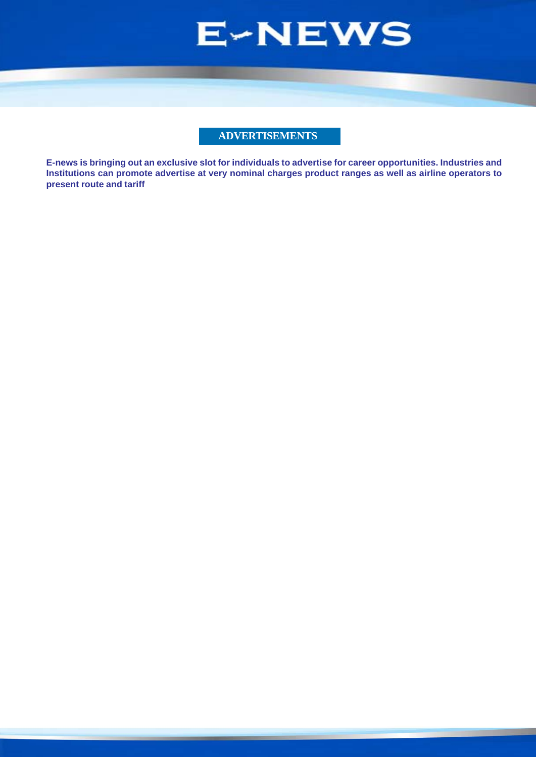## ADVERTISEMENTS

**E-news is bringing out an exclusive slot for individuals to advertise for career opportunities. Industries and Institutions can promote advertise at very nominal charges product ranges as well as airline operators to present route and tariff**